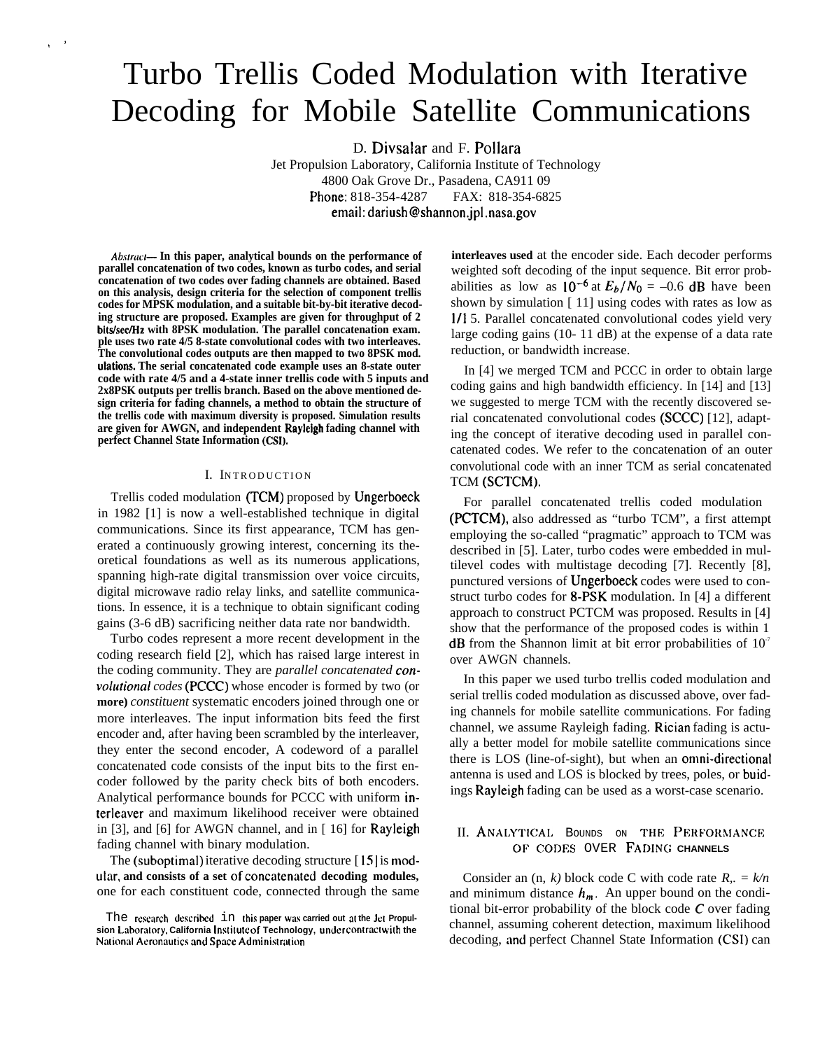# Turbo Trellis Coded Modulation with Iterative Decoding for Mobile Satellite Communications

D. Divsalar and F. Pollara

Jet Propulsion Laboratory, California Institute of Technology
4800 Oak Grove Dr., Pasadena, CA911 09
Phone: 818-354-4287 FAX: 818-354-6825
email: dariush@shannon.jpl.nasa.gov

***Abstract*— In this paper, analytical bounds on the performance of parallel concatenation of two codes, known as turbo codes, and serial concatenation of two codes over fading channels are obtained. Based on this analysis, design criteria for the selection of component trellis codes for MPSK modulation, and a suitable bit-by-bit iterative decoding structure are proposed. Examples are given for throughput of 2 bits/sec/Hz with 8PSK modulation. The parallel concatenation example uses two rate 4/5 8-state convolutional codes with two interleaves. The convolutional codes outputs are then mapped to two 8PSK modulations. The serial concatenated code example uses an 8-state outer code with rate 4/5 and a 4-state inner trellis code with 5 inputs and 2x8PSK outputs per trellis branch. Based on the above mentioned design criteria for fading channels, a method to obtain the structure of the trellis code with maximum diversity is proposed. Simulation results are given for AWGN, and independent Rayleigh fading channel with perfect Channel State Information (CSI).**

## I. Introduction

Trellis coded modulation (TCM) proposed by Ungerboeck in 1982 [1] is now a well-established technique in digital communications. Since its first appearance, TCM has generated a continuously growing interest, concerning its theoretical foundations as well as its numerous applications, spanning high-rate digital transmission over voice circuits, digital microwave radio relay links, and satellite communications. In essence, it is a technique to obtain significant coding gains (3-6 dB) sacrificing neither data rate nor bandwidth.

Turbo codes represent a more recent development in the coding research field [2], which has raised large interest in the coding community. They are *parallel concatenated convolutional codes* (PCCC) whose encoder is formed by two (or **more)** *constituent* systematic encoders joined through one or more interleaves. The input information bits feed the first encoder and, after having been scrambled by the interleaver, they enter the second encoder, A codeword of a parallel concatenated code consists of the input bits to the first encoder followed by the parity check bits of both encoders. Analytical performance bounds for PCCC with uniform interleaver and maximum likelihood receiver were obtained in [3], and [6] for AWGN channel, and in [ 16] for Rayleigh fading channel with binary modulation.

The (suboptimal) iterative decoding structure [15] is modular, **and consists of a set of concatenated decoding modules,** one for each constituent code, connected through the same **interleaves used** at the encoder side. Each decoder performs weighted soft decoding of the input sequence. Bit error probabilities as low as $10^{-6}$ at $E_b/N_0$ = –0.6 dB have been shown by simulation [ 11] using codes with rates as low as 1/1 5. Parallel concatenated convolutional codes yield very large coding gains (10- 11 dB) at the expense of a data rate reduction, or bandwidth increase.

In [4] we merged TCM and PCCC in order to obtain large coding gains and high bandwidth efficiency. In [14] and [13] we suggested to merge TCM with the recently discovered serial concatenated convolutional codes (SCCC) [12], adapting the concept of iterative decoding used in parallel concatenated codes. We refer to the concatenation of an outer convolutional code with an inner TCM as serial concatenated TCM (SCTCM).

For parallel concatenated trellis coded modulation (PCTCM), also addressed as "turbo TCM", a first attempt employing the so-called "pragmatic" approach to TCM was described in [5]. Later, turbo codes were embedded in multilevel codes with multistage decoding [7]. Recently [8], punctured versions of Ungerboeck codes were used to construct turbo codes for 8-PSK modulation. In [4] a different approach to construct PCTCM was proposed. Results in [4] show that the performance of the proposed codes is within 1 dB from the Shannon limit at bit error probabilities of $10^{-7}$ over AWGN channels.

In this paper we used turbo trellis coded modulation and serial trellis coded modulation as discussed above, over fading channels for mobile satellite communications. For fading channel, we assume Rayleigh fading. Rician fading is actually a better model for mobile satellite communications since there is LOS (line-of-sight), but when an omni-directional antenna is used and LOS is blocked by trees, poles, or buidings Rayleigh fading can be used as a worst-case scenario.

## II. Analytical Bounds on the Performance of Codes over Fading Channels

Consider an (n, *k)* block code C with code rate $R_c = k/n$ and minimum distance $h_m$. An upper bound on the conditional bit-error probability of the block code $C$ over fading channel, assuming coherent detection, maximum likelihood decoding, and perfect Channel State Information (CSI) can

The research described in this paper was carried out at the Jet Propulsion Laboratory, California Institute of Technology, under contract with the National Aeronautics and Space Administration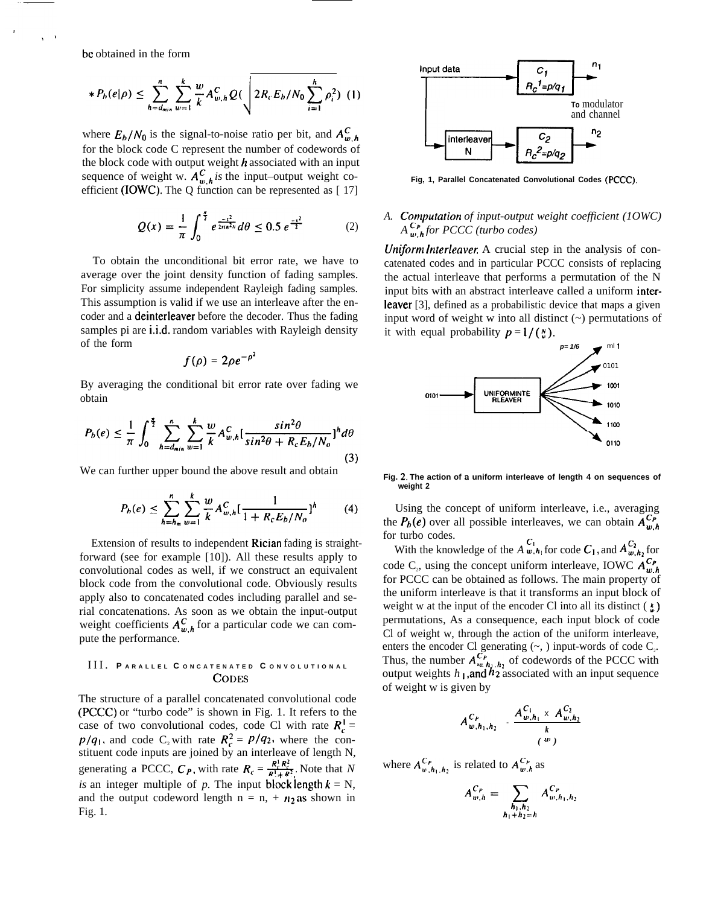be obtained in the form

$$*P_b(e|\rho) \leq \sum_{h=d_{min}}^{n} \sum_{w=1}^{k} \frac{w}{k} A^C_{w,h} Q\left(\sqrt{2R_c E_b/N_0 \sum_{i=1}^{h} \rho_i^2}\right) \quad (1)$$

where $E_b/N_0$ is the signal-to-noise ratio per bit, and $A^C_{w,h}$ for the block code C represent the number of codewords of the block code with output weight $h$ associated with an input sequence of weight w. $A^C_{w,h}$ *is* the input–output weight coefficient (IOWC). The Q function can be represented as [17]

$$Q(x) = \frac{1}{\pi} \int_0^{\frac{\pi}{2}} e^{\frac{-x^2}{2\sin^2\theta}} d\theta \leq 0.5\, e^{\frac{-x^2}{2}} \quad (2)$$

To obtain the unconditional bit error rate, we have to average over the joint density function of fading samples. For simplicity assume independent Rayleigh fading samples. This assumption is valid if we use an interleave after the encoder and a deinterleaver before the decoder. Thus the fading samples pi are i.i.d. random variables with Rayleigh density of the form

$$f(\rho) = 2\rho e^{-\rho^2}$$

By averaging the conditional bit error rate over fading we obtain

$$P_b(e) \leq \frac{1}{\pi} \int_0^{\frac{\pi}{2}} \sum_{h=d_{min}}^{n} \sum_{w=1}^{k} \frac{w}{k} A^C_{w,h} \left[\frac{\sin^2\theta}{\sin^2\theta + R_c E_b/N_o}\right]^h d\theta \quad (3)$$

We can further upper bound the above result and obtain

$$P_b(e) \leq \sum_{h=h_m}^{n} \sum_{w=1}^{k} \frac{w}{k} A^C_{w,h} \left[\frac{1}{1 + R_c E_b/N_o}\right]^h \quad (4)$$

Extension of results to independent Rician fading is straightforward (see for example [10]). All these results apply to convolutional codes as well, if we construct an equivalent block code from the convolutional code. Obviously results apply also to concatenated codes including parallel and serial concatenations. As soon as we obtain the input-output weight coefficients $A^C_{w,h}$ for a particular code we can compute the performance.

## III. Parallel Concatenated Convolutional Codes

The structure of a parallel concatenated convolutional code (PCCC) or "turbo code" is shown in Fig. 1. It refers to the case of two convolutional codes, code Cl with rate $R_c^1 = p/q_1$, and code $C_2$ with rate $R_c^2 = p/q_2$, where the constituent code inputs are joined by an interleave of length N, generating a PCCC, $C_P$, with rate $R_c = \frac{R_c^1 R_c^2}{R_c^1 + R_c^2}$. Note that *N is* an integer multiple of *p*. The input block length $k$ = N, and the output codeword length n = n, + $n_2$ as shown in Fig. 1.

Fig. 1, Parallel Concatenated Convolutional Codes (PCCC).

### A. *Computation of input-output weight coefficient (IOWC) $A^{C_P}_{w,h}$ for PCCC (turbo codes)*

***Uniform Interleaver.*** A crucial step in the analysis of concatenated codes and in particular PCCC consists of replacing the actual interleave that performs a permutation of the N input bits with an abstract interleave called a uniform interleaver [3], defined as a probabilistic device that maps a given input word of weight w into all distinct $\binom{N}{w}$ permutations of it with equal probability $p = 1/\binom{N}{w}$.

Fig. 2. The action of a uniform interleave of length 4 on sequences of weight 2

Using the concept of uniform interleave, i.e., averaging the $P_b(e)$ over all possible interleaves, we can obtain $A^{C_P}_{w,h}$ for turbo codes.

With the knowledge of the $A^{C_1}_{w,h_1}$ for code $C_1$, and $A^{C_2}_{w,h_2}$ for code $C_2$, using the concept uniform interleave, IOWC $A^{C_P}_{w,h}$ for PCCC can be obtained as follows. The main property of the uniform interleave is that it transforms an input block of weight w at the input of the encoder Cl into all its distinct $\binom{k}{w}$ permutations, As a consequence, each input block of code Cl of weight w, through the action of the uniform interleave, enters the encoder Cl generating $\binom{k}{w}$ input-words of code $C_2$. Thus, the number $A^{C_P}_{w,h_1,h_2}$ of codewords of the PCCC with output weights $h_1$, and $h_2$ associated with an input sequence of weight w is given by

$$A^{C_P}_{w,h_1,h_2} = \frac{A^{C_1}_{w,h_1} \times A^{C_2}_{w,h_2}}{\binom{k}{w}}$$

where $A^{C_P}_{w,h_1,h_2}$ is related to $A^{C_P}_{w,h}$ as

$$A^{C_P}_{w,h} = \sum_{\substack{h_1,h_2 \\ h_1+h_2=h}} A^{C_P}_{w,h_1,h_2}$$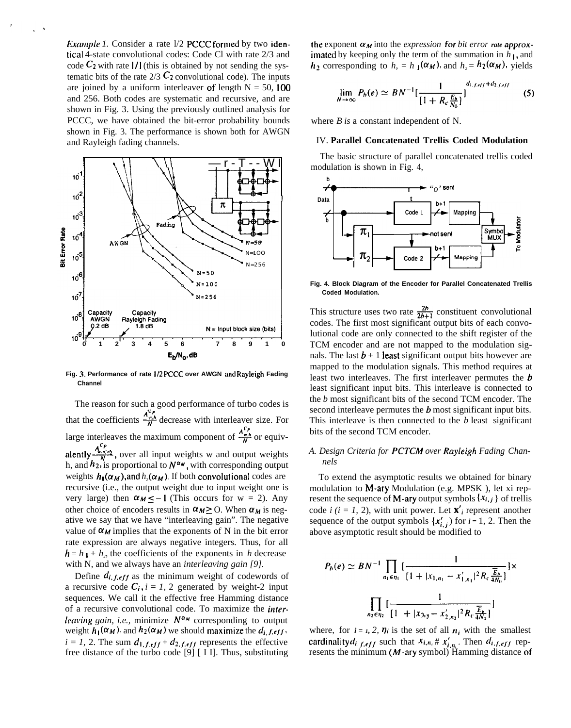*Example 1.* Consider a rate 1/2 PCCC formed by two identical 4-state convolutional codes: Code C1 with rate 2/3 and code $C_2$ with rate 1/1 (this is obtained by not sending the systematic bits of the rate 2/3 $C_2$ convolutional code). The inputs are joined by a uniform interleaver of length N = 50, 100 and 256. Both codes are systematic and recursive, and are shown in Fig. 3. Using the previously outlined analysis for PCCC, we have obtained the bit-error probability bounds shown in Fig. 3. The performance is shown both for AWGN and Rayleigh fading channels.

**Fig. 3. Performance of rate 1/2 PCCC over AWGN and Rayleigh Fading Channel**

The reason for such a good performance of turbo codes is that the coefficients $\frac{A^{C_P}_{w,h}}{N}$ decrease with interleaver size. For large interleaves the maximum component of $\frac{A^{C_P}_{w,h}}{N}$ or equivalently $\frac{A^{C_P}_{w,h_1,h_2}}{N}$, over all input weights w and output weights h, and $h_2$, is proportional to $N^{\alpha_M}$, with corresponding output weights $h_1(\alpha_M)$, and $h_2(\alpha_M)$. If both convolutional codes are recursive (i.e., the output weight due to input weight one is very large) then $\alpha_M \leq -1$ (This occurs for w = 2). Any other choice of encoders results in $\alpha_M \geq 0$. When $\alpha_M$ is negative we say that we have "interleaving gain". The negative value of $\alpha_M$ implies that the exponents of N in the bit error rate expression are always negative integers. Thus, for all $h = h_1 + h_2$, the coefficients of the exponents in $h$ decrease with N, and we always have an *interleaving gain [9]*.

Define $d_{i,f,eff}$ as the minimum weight of codewords of a recursive code $C_i$, $i = 1$, 2 generated by weight-2 input sequences. We call it the effective free Hamming distance of a recursive convolutional code. To maximize the *interleaving gain, i.e.,* minimize $N^{\alpha_M}$ corresponding to output weight $h_1(\alpha_M)$, and $h_2(\alpha_M)$ we should maximize the $d_{i,f,eff}$, $i = 1$, 2. The sum $d_{1,f,eff} + d_{2,f,eff}$ represents the effective free distance of the turbo code [9] [11]. Thus, substituting the exponent $\alpha_M$ into the *expression for bit error rate approximated* by keeping only the term of the summation in $h_1$, and $h_2$ corresponding to $h_1 = h_1(\alpha_M)$, and $h_2 = h_2(\alpha_M)$, yields

$$\lim_{N\to\infty} P_b(e) \simeq BN^{-1}\left[\frac{1}{[1+R_c\frac{E_b}{N_0}]}\right]^{d_{1,f,eff}+d_{2,f,eff}} \tag{5}$$

where *B is* a constant independent of N.

## IV. Parallel Concatenated Trellis Coded Modulation

The basic structure of parallel concatenated trellis coded modulation is shown in Fig. 4,

**Fig. 4. Block Diagram of the Encoder for Parallel Concatenated Trellis Coded Modulation.**

This structure uses two rate $\frac{2b}{2b+1}$ constituent convolutional codes. The first most significant output bits of each convolutional code are only connected to the shift register of the TCM encoder and are not mapped to the modulation signals. The last $b + 1$ least significant output bits however are mapped to the modulation signals. This method requires at least two interleaves. The first interleaver permutes the $b$ least significant input bits. This interleave is connected to the *b* most significant bits of the second TCM encoder. The second interleave permutes the $b$ most significant input bits. This interleave is then connected to the *b* least significant bits of the second TCM encoder.

### A. Design Criteria for PCTCM over Rayleigh Fading Channels

To extend the asymptotic results we obtained for binary modulation to M-ary Modulation (e.g. MPSK ), let xi represent the sequence of M-ary output symbols $\{x_{i,j}\}$ of trellis code $i$ ($i = 1$, 2), with unit power. Let $\mathbf{x}'_i$ represent another sequence of the output symbols $\{x'_{i,j}\}$ for $i = 1$, 2. Then the above asymptotic result should be modified to

$$P_b(e) \simeq BN^{-1}\prod_{n_1\in\eta_1}\left[\frac{1}{[1+|x_{1,n_1}-x'_{1,n_1}|^2 R_c\frac{E_b}{4N_0}]}\right]\times$$
$$\prod_{n_2\in\eta_2}\left[\frac{1}{[1+|x_{2,n_2}-x'_{2,n_2}|^2 R_c\frac{E_b}{4N_0}]}\right]$$

where, for $i = 1, 2$, $\eta_i$ is the set of all $n_i$ with the smallest cardinality $d_{i,f,eff}$ such that $x_{i,n_i} \neq x'_{i,n_i}$. Then $d_{i,f,eff}$ represents the minimum ($M$-ary symbol) Hamming distance of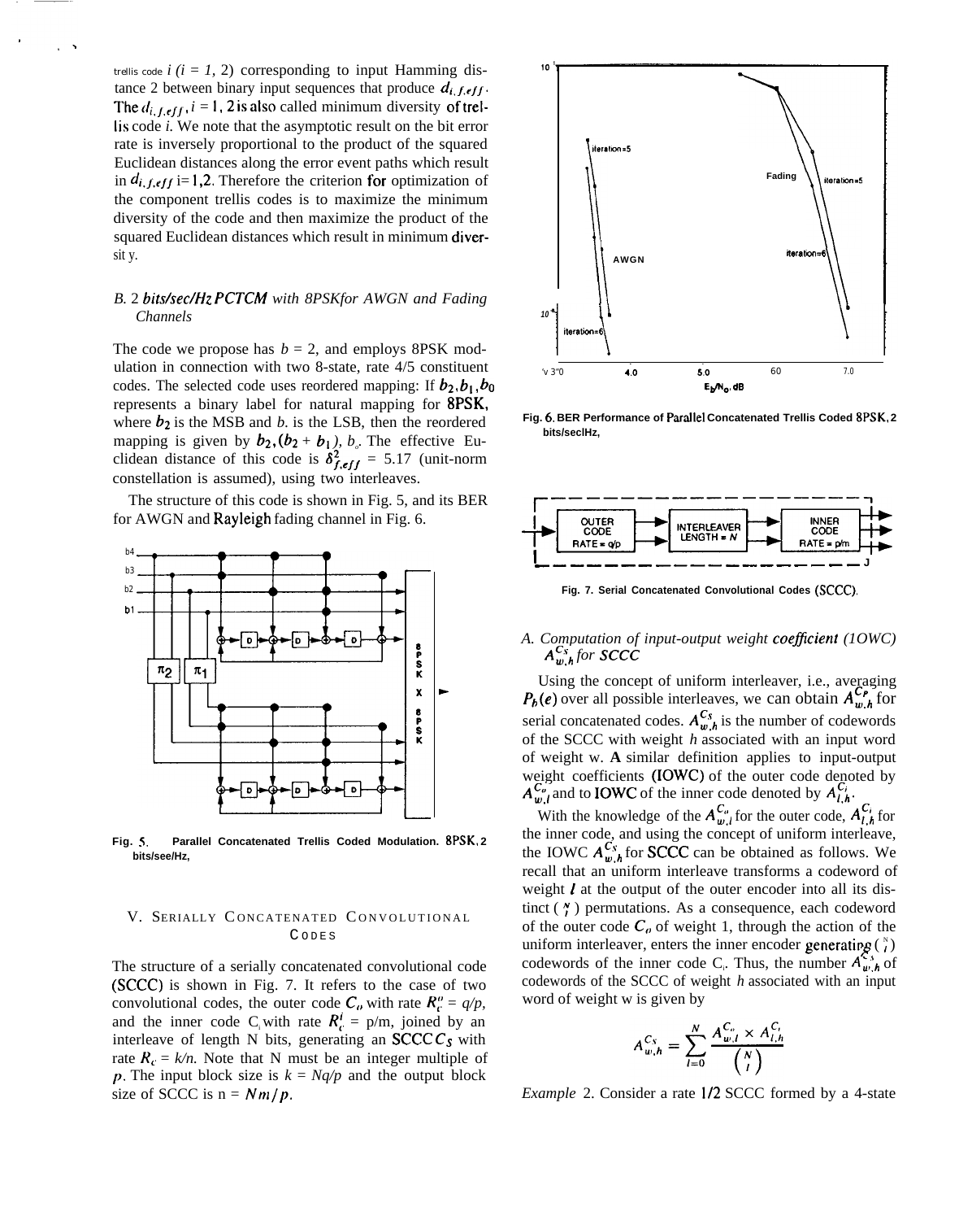trellis code $i$ ($i = 1, 2$) corresponding to input Hamming distance 2 between binary input sequences that produce $d_{i,f,eff}$. The $d_{i,f,eff}$, $i = 1, 2$ is also called minimum diversity of trellis code $i$. We note that the asymptotic result on the bit error rate is inversely proportional to the product of the squared Euclidean distances along the error event paths which result in $d_{i,f,eff}$ i=1,2. Therefore the criterion for optimization of the component trellis codes is to maximize the minimum diversity of the code and then maximize the product of the squared Euclidean distances which result in minimum diversity.

### *B. 2 bits/sec/Hz PCTCM with 8PSK for AWGN and Fading Channels*

The code we propose has $b = 2$, and employs 8PSK modulation in connection with two 8-state, rate 4/5 constituent codes. The selected code uses reordered mapping: If $b_2, b_1, b_0$ represents a binary label for natural mapping for 8PSK, where $b_2$ is the MSB and $b_0$ is the LSB, then the reordered mapping is given by $b_2, (b_2 + b_1), b_0$. The effective Euclidean distance of this code is $\delta^2_{f,eff}$ = 5.17 (unit-norm constellation is assumed), using two interleaves.

The structure of this code is shown in Fig. 5, and its BER for AWGN and Rayleigh fading channel in Fig. 6.

Fig. 5. Parallel Concatenated Trellis Coded Modulation. 8PSK, 2 bits/see/Hz,

## V. Serially Concatenated Convolutional Codes

The structure of a serially concatenated convolutional code (SCCC) is shown in Fig. 7. It refers to the case of two convolutional codes, the outer code $C_o$ with rate $R^o_c = q/p$, and the inner code $C_i$ with rate $R^i_c = p/m$, joined by an interleave of length N bits, generating an SCCC $C_S$ with rate $R_c = k/n$. Note that N must be an integer multiple of $p$. The input block size is $k = Nq/p$ and the output block size of SCCC is $n = Nm/p$.

Fig. 6. BER Performance of Parallel Concatenated Trellis Coded 8PSK, 2 bits/seclHz,

Fig. 7. Serial Concatenated Convolutional Codes (SCCC).

### *A. Computation of input-output weight coefficient (IOWC) $A^{C_S}_{w,h}$ for SCCC*

Using the concept of uniform interleaver, i.e., averaging $P_b(e)$ over all possible interleaves, we can obtain $A^{C_P}_{w,h}$ for serial concatenated codes. $A^{C_S}_{w,h}$ is the number of codewords of the SCCC with weight $h$ associated with an input word of weight w. A similar definition applies to input-output weight coefficients (IOWC) of the outer code denoted by $A^{C_o}_{w,l}$ and to IOWC of the inner code denoted by $A^{C_i}_{l,h}$.

With the knowledge of the $A^{C_o}_{w,l}$ for the outer code, $A^{C_i}_{l,h}$ for the inner code, and using the concept of uniform interleave, the IOWC $A^{C_S}_{w,h}$ for SCCC can be obtained as follows. We recall that an uniform interleave transforms a codeword of weight $l$ at the output of the outer encoder into all its distinct $\binom{N}{l}$ permutations. As a consequence, each codeword of the outer code $C_o$ of weight 1, through the action of the uniform interleaver, enters the inner encoder generating $\binom{N}{l}$ codewords of the inner code $C_i$. Thus, the number $A^{C_S}_{w,h}$ of codewords of the SCCC of weight $h$ associated with an input word of weight w is given by

$$A^{C_S}_{w,h} = \sum_{l=0}^{N} \frac{A^{C_o}_{w,l} \times A^{C_i}_{l,h}}{\binom{N}{l}}$$

*Example* 2. Consider a rate 1/2 SCCC formed by a 4-state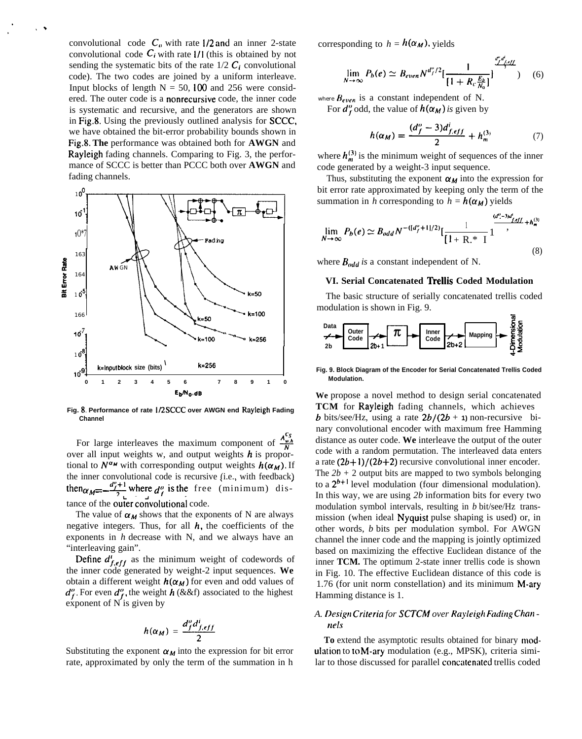convolutional code $C_o$ with rate 1/2 and an inner 2-state convolutional code $C_i$ with rate 1/1 (this is obtained by not sending the systematic bits of the rate 1/2 $C_i$ convolutional code). The two codes are joined by a uniform interleave. Input blocks of length N = 50, 100 and 256 were considered. The outer code is a nonrecursive code, the inner code is systematic and recursive, and the generators are shown in Fig.8. Using the previously outlined analysis for SCCC, we have obtained the bit-error probability bounds shown in Fig.8. **The** performance was obtained both for **AWGN** and Rayleigh fading channels. Comparing to Fig. 3, the performance of SCCC is better than PCCC both over **AWGN** and fading channels.

Fig. 8. Performance of rate 1/2 SCCC over AWGN end Rayleigh Fading Channel

For large interleaves the maximum component of $\frac{A^{C_S}_{w,h}}{N}$ over all input weights w, and output weights $h$ is proportional to $N^{\alpha_M}$ with corresponding output weights $h(\alpha_M)$. If the inner convolutional code is recursive (i.e., with feedback) then $\alpha_M = -\lfloor \frac{d^o_f+1}{2} \rfloor$ where $d^o_f$ is the free (minimum) distance of the outer convolutional code.

The value of $\alpha_M$ shows that the exponents of N are always negative integers. Thus, for all $h$, the coefficients of the exponents in $h$ decrease with N, and we always have an "interleaving gain".

Define $d^i_{f,eff}$ as the minimum weight of codewords of the inner code generated by weight-2 input sequences. **We** obtain a different weight $h(\alpha_M)$ for even and odd values of $d^o_f$. For even $d^o_f$, the weight $h$ (&&f) associated to the highest exponent of N is given by

$$h(\alpha_M) = \frac{d^o_f d^i_{f,eff}}{2}$$

Substituting the exponent $\alpha_M$ into the expression for bit error rate, approximated by only the term of the summation in h corresponding to $h = h(\alpha_M)$, yields

$$\lim_{N\to\infty} P_b(e) \simeq B_{even} N^{d^o_f/2} [\frac{1}{[1+R_c \frac{E_b}{N_0}]}]^{\frac{d^o_f d^i_{f,eff}}{2}}) \quad (6)$$

where $B_{even}$ is a constant independent of N.

For $d^o_f$ odd, the value of $h(\alpha_M)$ is given by

$$h(\alpha_M) = \frac{(d^o_f - 3)d^i_{f,eff}}{2} + h^{(3)}_m \quad (7)$$

where $h^{(3)}_m$ is the minimum weight of sequences of the inner code generated by a weight-3 input sequence.

Thus, substituting the exponent $\alpha_M$ into the expression for bit error rate approximated by keeping only the term of the summation in $h$ corresponding to $h = h(\alpha_M)$ yields

$$\lim_{N\to\infty} P_b(e) \simeq B_{odd} N^{-(\lfloor d^o_f+1 \rfloor/2)} [\frac{1}{[1+R_c \frac{E_b}{N_0}]}]^{\frac{(d^o_f-3)d^i_{f,eff}}{2}+h^{(3)}_m}, \quad (8)$$

where $B_{odd}$ is a constant independent of N.

### VI. Serial Concatenated Trellis Coded Modulation

The basic structure of serially concatenated trellis coded modulation is shown in Fig. 9.

Fig. 9. Block Diagram of the Encoder for Serial Concatenated Trellis Coded Modulation.

**We** propose a novel method to design serial concatenated **TCM** for Rayleigh fading channels, which achieves $b$ bits/see/Hz, using a rate $2b/(2b+1)$ non-recursive binary convolutional encoder with maximum free Hamming distance as outer code. **We** interleave the output of the outer code with a random permutation. The interleaved data enters a rate $(2b+1)/(2b+2)$ recursive convolutional inner encoder. The $2b+2$ output bits are mapped to two symbols belonging to a $2^{b+1}$ level modulation (four dimensional modulation). In this way, we are using $2b$ information bits for every two modulation symbol intervals, resulting in $b$ bit/see/Hz transmission (when ideal Nyquist pulse shaping is used) or, in other words, $b$ bits per modulation symbol. For AWGN channel the inner code and the mapping is jointly optimized based on maximizing the effective Euclidean distance of the inner **TCM.** The optimum 2-state inner trellis code is shown in Fig. 10. The effective Euclidean distance of this code is 1.76 (for unit norm constellation) and its minimum M-ary Hamming distance is 1.

#### *A. Design Criteria for SCTCM over Rayleigh Fading Channels*

**To** extend the asymptotic results obtained for binary modulation to M-ary modulation (e.g., MPSK), criteria similar to those discussed for parallel concatenated trellis coded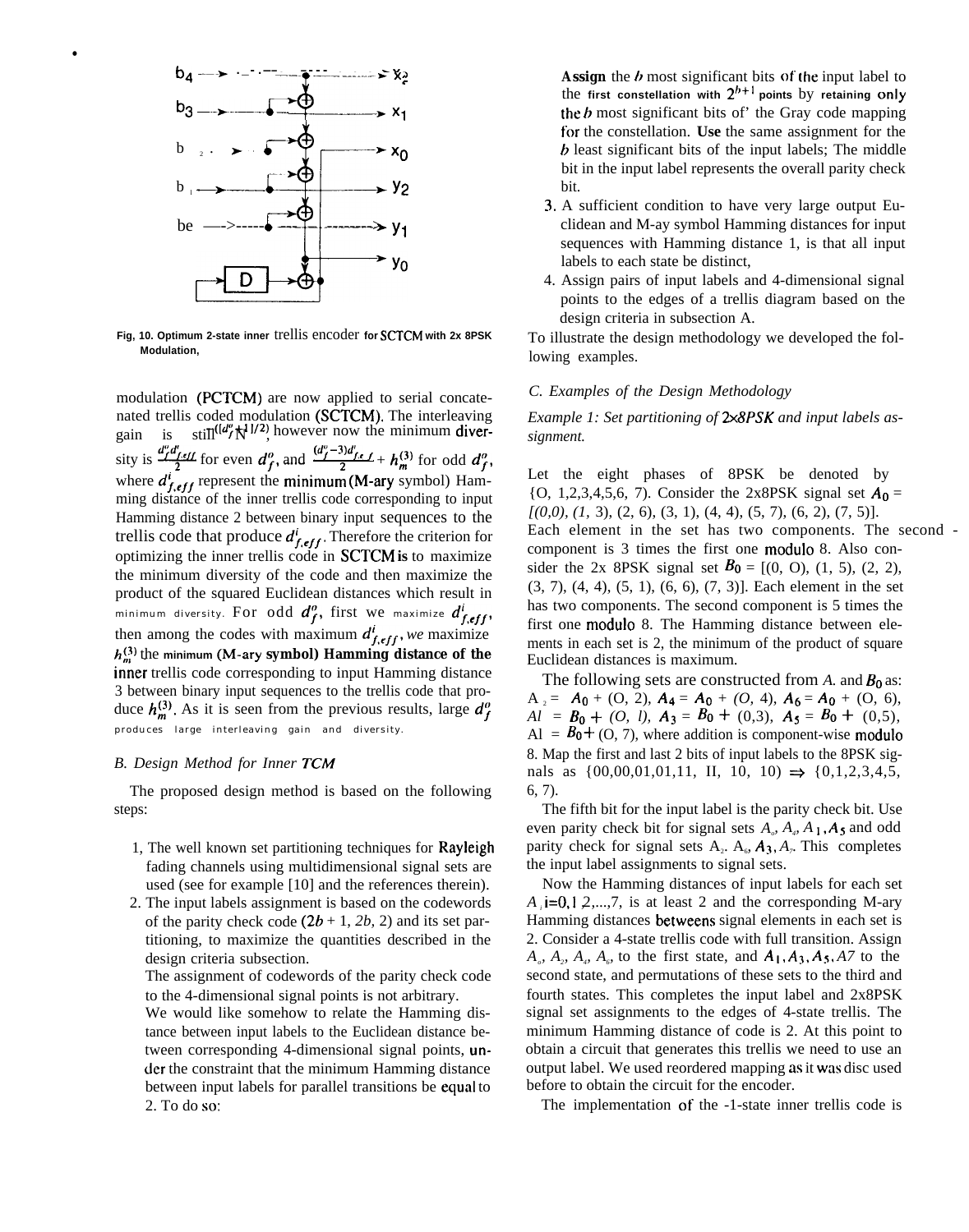Fig, 10. Optimum 2-state inner trellis encoder for SCTCM with 2x 8PSK Modulation,

modulation (PCTCM) are now applied to serial concatenated trellis coded modulation (SCTCM). The interleaving gain is still $N^{-\lfloor (d_f^o+1)/2 \rfloor}$, however now the minimum diversity is $\frac{d_f^o d_{f,eff}^i}{2}$ for even $d_f^o$, and $\frac{(d_f^o-3)d_{f,eff}^i}{2} + h_m^{(3)}$ for odd $d_f^o$, where $d_{f,eff}^i$ represent the minimum (M-ary symbol) Hamming distance of the inner trellis code corresponding to input Hamming distance 2 between binary input sequences to the trellis code that produce $d_{f,eff}^i$. Therefore the criterion for optimizing the inner trellis code in SCTCM is to maximize the minimum diversity of the code and then maximize the product of the squared Euclidean distances which result in minimum diversity. For odd $d_f^o$, first we maximize $d_{f,eff}^i$, then among the codes with maximum $d_{f,eff}^i$, we maximize $h_m^{(3)}$ the minimum (M-ary symbol) Hamming distance of the inner trellis code corresponding to input Hamming distance 3 between binary input sequences to the trellis code that produce $h_m^{(3)}$. As it is seen from the previous results, large $d_f^o$ produces large interleaving gain and diversity.

### B. Design Method for Inner TCM

The proposed design method is based on the following steps:

1. The well known set partitioning techniques for Rayleigh fading channels using multidimensional signal sets are used (see for example [10] and the references therein).
2. The input labels assignment is based on the codewords of the parity check code $(2b+1, 2b, 2)$ and its set partitioning, to maximize the quantities described in the design criteria subsection.

   The assignment of codewords of the parity check code to the 4-dimensional signal points is not arbitrary.

   We would like somehow to relate the Hamming distance between input labels to the Euclidean distance between corresponding 4-dimensional signal points, under the constraint that the minimum Hamming distance between input labels for parallel transitions be equal to 2. To do so:

   Assign the $b$ most significant bits of the input label to the first constellation with $2^{b+1}$ points by retaining only the $b$ most significant bits of' the Gray code mapping for the constellation. Use the same assignment for the $b$ least significant bits of the input labels; The middle bit in the input label represents the overall parity check bit.
3. A sufficient condition to have very large output Euclidean and M-ay symbol Hamming distances for input sequences with Hamming distance 1, is that all input labels to each state be distinct,
4. Assign pairs of input labels and 4-dimensional signal points to the edges of a trellis diagram based on the design criteria in subsection A.

To illustrate the design methodology we developed the following examples.

### C. Examples of the Design Methodology

*Example 1: Set partitioning of 2x8PSK and input labels assignment.*

Let the eight phases of 8PSK be denoted by {O, 1,2,3,4,5,6, 7). Consider the 2x8PSK signal set $A_0$ = [(0,0), (1, 3), (2, 6), (3, 1), (4, 4), (5, 7), (6, 2), (7, 5)]. Each element in the set has two components. The second component is 3 times the first one modulo 8. Also consider the 2x 8PSK signal set $B_0$ = [(0, O), (1, 5), (2, 2), (3, 7), (4, 4), (5, 1), (6, 6), (7, 3)]. Each element in the set has two components. The second component is 5 times the first one modulo 8. The Hamming distance between elements in each set is 2, the minimum of the product of square Euclidean distances is maximum.

The following sets are constructed from $A_0$ and $B_0$ as: $A_2 = A_0 + (O, 2)$, $A_4 = A_0 + (O, 4)$, $A_6 = A_0 + (O, 6)$, $A_7 = B_0 + (O, 1)$, $A_3 = B_0 + (0,3)$, $A_5 = B_0 + (0,5)$, $A_1 = B_0 + (O, 7)$, where addition is component-wise modulo 8. Map the first and last 2 bits of input labels to the 8PSK signals as {00,00,01,01,11, II, 10, 10) $\Rightarrow$ {0,1,2,3,4,5, 6, 7).

The fifth bit for the input label is the parity check bit. Use even parity check bit for signal sets $A_0$, $A_4$, $A_1$, $A_5$ and odd parity check for signal sets $A_2$, $A_6$, $A_3$, $A_7$. This completes the input label assignments to signal sets.

Now the Hamming distances of input labels for each set $A_i$ i=0,1,2,...,7, is at least 2 and the corresponding M-ary Hamming distances betweens signal elements in each set is 2. Consider a 4-state trellis code with full transition. Assign $A_0$, $A_2$, $A_4$, $A_6$, to the first state, and $A_1, A_3, A_5, A_7$ to the second state, and permutations of these sets to the third and fourth states. This completes the input label and 2x8PSK signal set assignments to the edges of 4-state trellis. The minimum Hamming distance of code is 2. At this point to obtain a circuit that generates this trellis we need to use an output label. We used reordered mapping as it was disc used before to obtain the circuit for the encoder.

The implementation of the -1-state inner trellis code is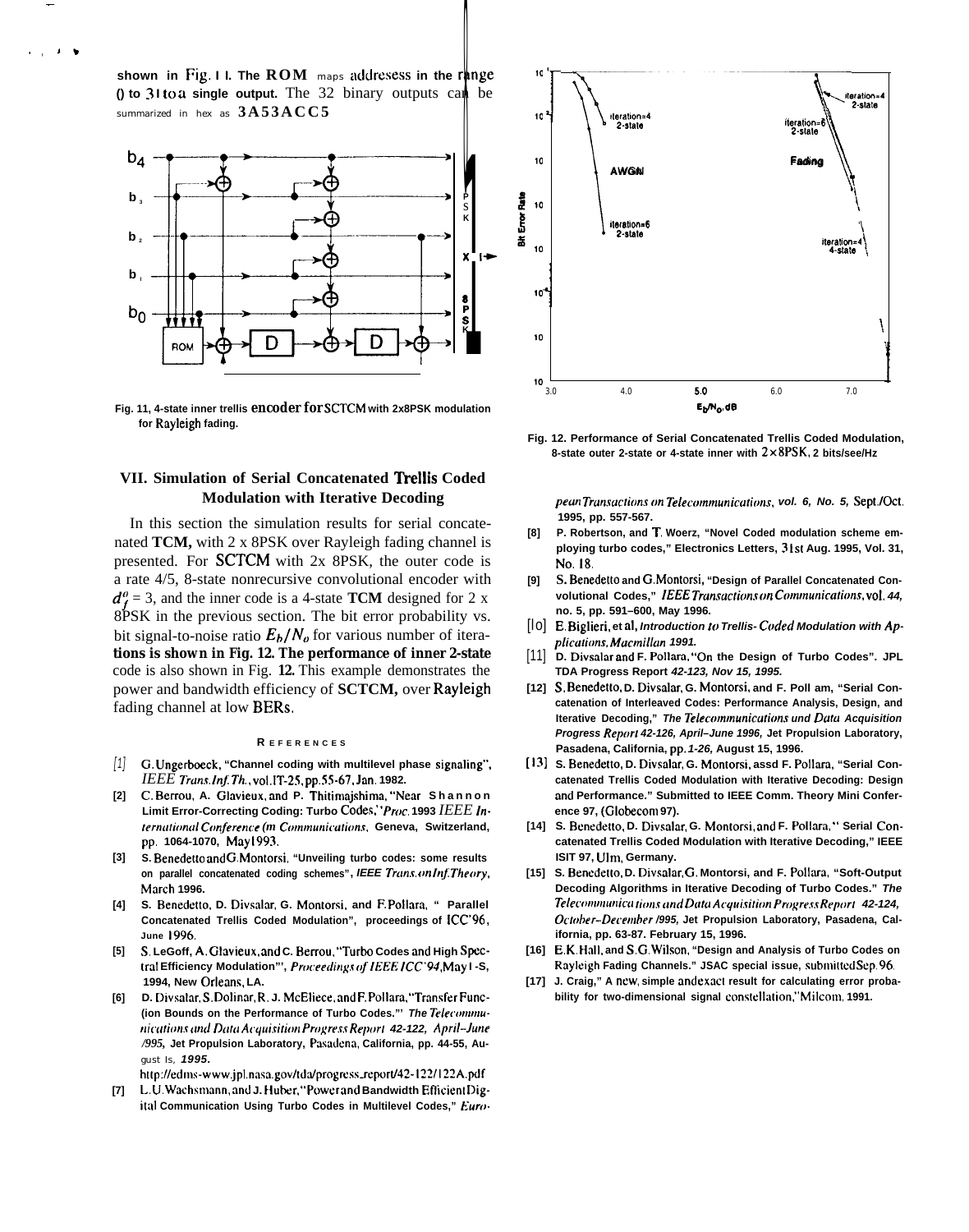shown in Fig. 11. The ROM maps addresses in the range 0 to 31 to a single output. The 32 binary outputs can be summarized in hex as 3A53ACC5

Fig. 11, 4-state inner trellis encoder for SCTCM with 2x8PSK modulation for Rayleigh fading.

Fig. 12. Performance of Serial Concatenated Trellis Coded Modulation, 8-state outer 2-state or 4-state inner with $2\times$8PSK, 2 bits/sec/Hz

## VII. Simulation of Serial Concatenated Trellis Coded Modulation with Iterative Decoding

In this section the simulation results for serial concatenated **TCM,** with 2 x 8PSK over Rayleigh fading channel is presented. For **SCTCM** with 2x 8PSK, the outer code is a rate 4/5, 8-state nonrecursive convolutional encoder with $d_f^o = 3$, and the inner code is a 4-state **TCM** designed for 2 x 8PSK in the previous section. The bit error probability vs. bit signal-to-noise ratio $E_b/N_o$ for various number of iterations is shown in Fig. 12. The performance of inner 2-state code is also shown in Fig. 12. This example demonstrates the power and bandwidth efficiency of **SCTCM,** over Rayleigh fading channel at low BERs.

### References

[1] G. Ungerboeck, "Channel coding with multilevel phase signaling", *IEEE Trans. Inf. Th.*, vol. IT-25, pp. 55-67, Jan. 1982.

[2] C. Berrou, A. Glavieux, and P. Thitimajshima, "Near Shannon Limit Error-Correcting Coding: Turbo Codes," *Proc. 1993 IEEE International Conference on Communications*, Geneva, Switzerland, pp. 1064-1070, May 1993.

[3] S. Benedetto and G. Montorsi, "Unveiling turbo codes: some results on parallel concatenated coding schemes", *IEEE Trans. on Inf. Theory*, March 1996.

[4] S. Benedetto, D. Divsalar, G. Montorsi, and F. Pollara, " Parallel Concatenated Trellis Coded Modulation", proceedings of ICC'96, June 1996.

[5] S. LeGoff, A. Glavieux, and C. Berrou, "Turbo Codes and High Spectral Efficiency Modulation", *Proceedings of IEEE ICC'94*, May 1-5, 1994, New Orleans, LA.

[6] D. Divsalar, S. Dolinar, R. J. McEliece, and F. Pollara, "Transfer Function Bounds on the Performance of Turbo Codes." *The Telecommunications and Data Acquisition Progress Report 42-122, April–June 1995*, Jet Propulsion Laboratory, Pasadena, California, pp. 44-55, August 15, 1995.
http://edms-www.jpl.nasa.gov/tda/progress_report/42-122/122A.pdf

[7] L. U. Wachsmann, and J. Huber, "Power and Bandwidth Efficient Digital Communication Using Turbo Codes in Multilevel Codes," *European Transactions on Telecommunications*, vol. 6, No. 5, Sept./Oct. 1995, pp. 557-567.

[8] P. Robertson, and T. Woerz, "Novel Coded modulation scheme employing turbo codes," Electronics Letters, 31st Aug. 1995, Vol. 31, No. 18.

[9] S. Benedetto and G. Montorsi, "Design of Parallel Concatenated Convolutional Codes," *IEEE Transactions on Communications*, vol. 44, no. 5, pp. 591–600, May 1996.

[10] E. Biglieri, et al, *Introduction to Trellis-Coded Modulation with Applications, Macmillan 1991.*

[11] D. Divsalar and F. Pollara, "On the Design of Turbo Codes". JPL TDA Progress Report *42-123, Nov 15, 1995.*

[12] S. Benedetto, D. Divsalar, G. Montorsi, and F. Poll am, "Serial Concatenation of Interleaved Codes: Performance Analysis, Design, and Iterative Decoding," *The Telecommunications und Data Acquisition Progress Report 42-126, April–June 1996,* Jet Propulsion Laboratory, Pasadena, California, pp. *1-26,* August 15, 1996.

[13] S. Benedetto, D. Divsalar, G. Montorsi, assd F. Pollara, "Serial Concatenated Trellis Coded Modulation with Iterative Decoding: Design and Performance." Submitted to IEEE Comm. Theory Mini Conference 97, (Globecom 97).

[14] S. Benedetto, D. Divsalar, G. Montorsi, and F. Pollara, " Serial Concatenated Trellis Coded Modulation with Iterative Decoding," IEEE ISIT 97, Ulm, Germany.

[15] S. Benedetto, D. Divsalar, G. Montorsi, and F. Pollara, "Soft-Output Decoding Algorithms in Iterative Decoding of Turbo Codes." *The Telecommunications and Data Acquisition Progress Report 42-124, October–December 1995,* Jet Propulsion Laboratory, Pasadena, California, pp. 63-87. February 15, 1996.

[16] E. K. Hall, and S. G. Wilson, "Design and Analysis of Turbo Codes on Rayleigh Fading Channels." JSAC special issue, submitted Sep. 96.

[17] J. Craig," A new, simple and exact result for calculating error probability for two-dimensional signal constellation," Milcom, 1991.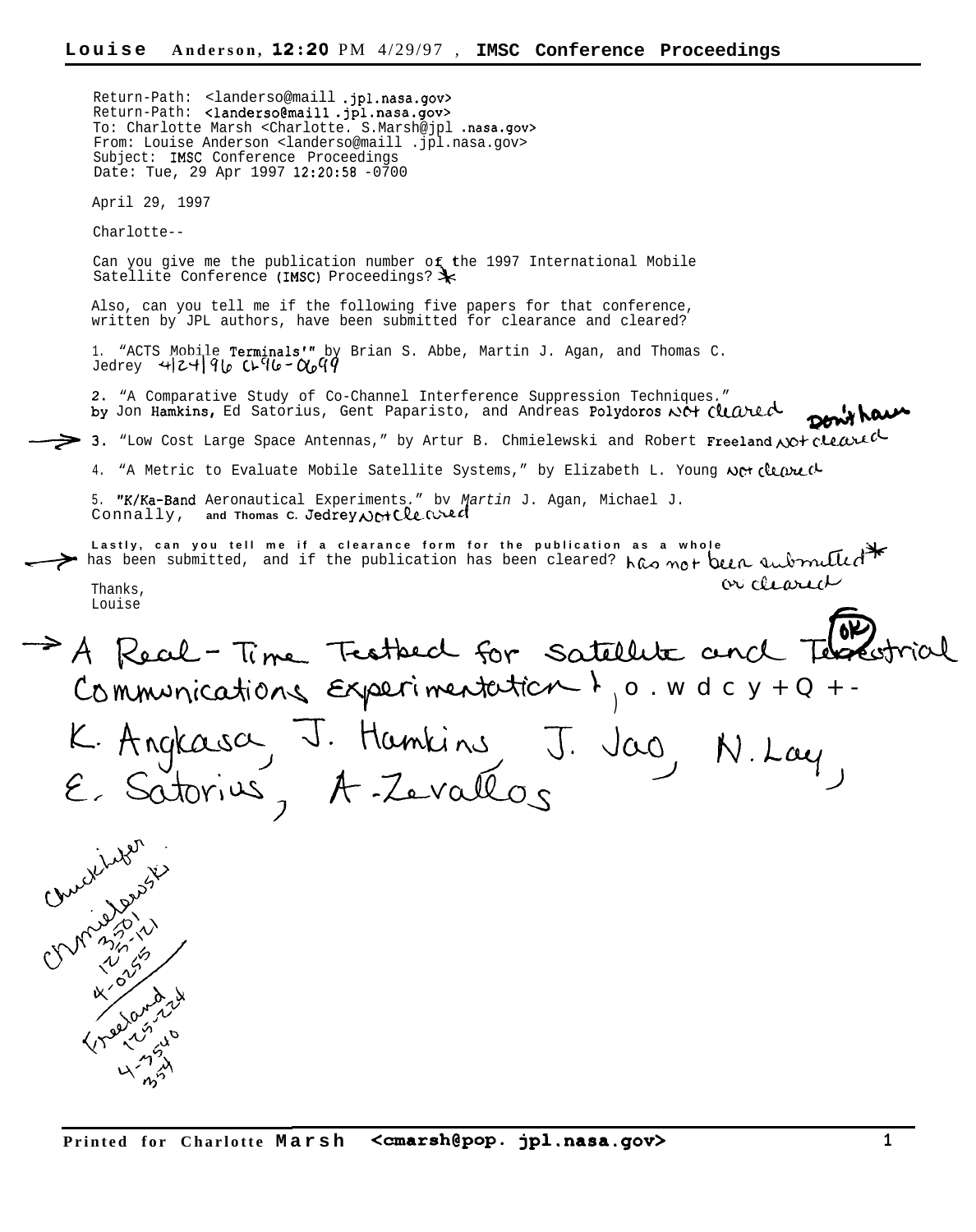Return-Path: <landerso@maill .jpl.nasa.gov>
Return-Path: <landerso@maill .jpl.nasa.gov>
To: Charlotte Marsh <Charlotte. S.Marsh@jpl .nasa.gov>
From: Louise Anderson <landerso@maill .jpl.nasa.gov>
Subject: IMSC Conference Proceedings
Date: Tue, 29 Apr 1997 12:20:58 -0700

April 29, 1997

Charlotte--

Can you give me the publication number of the 1997 International Mobile Satellite Conference (IMSC) Proceedings? *

Also, can you tell me if the following five papers for that conference, written by JPL authors, have been submitted for clearance and cleared?

1. "ACTS Mobile Terminals'" by Brian S. Abbe, Martin J. Agan, and Thomas C. Jedrey 4/24/96 CL96-0699

2. "A Comparative Study of Co-Channel Interference Suppression Techniques." by Jon Hamkins, Ed Satorius, Gent Paparisto, and Andreas Polydoros not cleared Don't have

→ 3. "Low Cost Large Space Antennas," by Artur B. Chmielewski and Robert Freeland not cleared

4. "A Metric to Evaluate Mobile Satellite Systems," by Elizabeth L. Young not cleared

5. "K/Ka-Band Aeronautical Experiments." by Martin J. Agan, Michael J. Connally, and Thomas C. Jedrey not cleared

→ Lastly, can you tell me if a clearance form for the publication as a whole has been submitted, and if the publication has been cleared? has not been submitted* or cleared

Thanks,
Louise

→ A Real-Time Testbed for Satellite and Terrestrial Communications Experimentation (OK)

K. Angkasa, J. Hamkins, J. Jao, N. Lay, E. Satorius, A. Zevallos

Chuck Lifer
Chmielewski
3501
125-121
4-0255

Freeland
125-224
4-3540
354